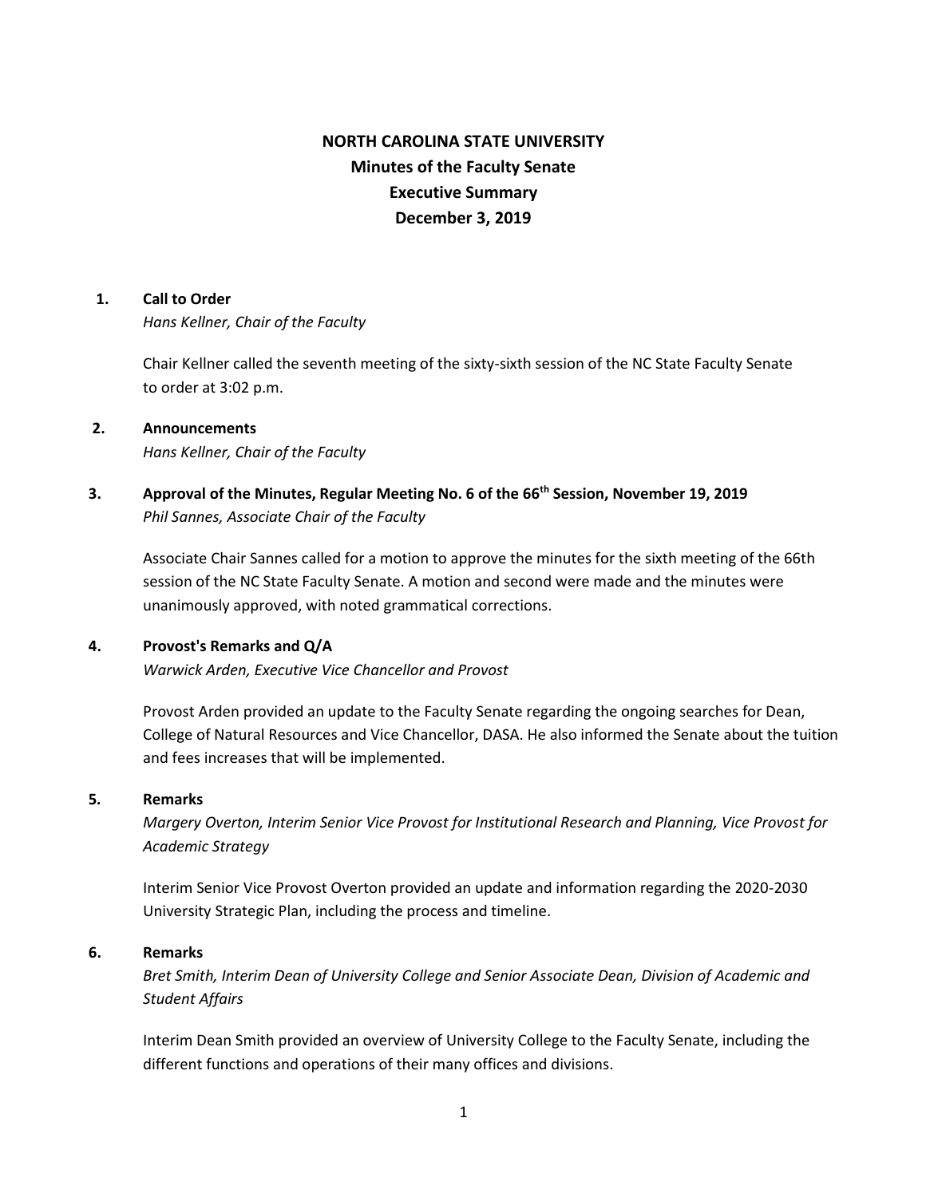# NORTH CAROLINA STATE UNIVERSITY
## Minutes of the Faculty Senate
## Executive Summary
## December 3, 2019

### 1. Call to Order

*Hans Kellner, Chair of the Faculty*

Chair Kellner called the seventh meeting of the sixty-sixth session of the NC State Faculty Senate to order at 3:02 p.m.

### 2. Announcements

*Hans Kellner, Chair of the Faculty*

### 3. Approval of the Minutes, Regular Meeting No. 6 of the 66th Session, November 19, 2019

*Phil Sannes, Associate Chair of the Faculty*

Associate Chair Sannes called for a motion to approve the minutes for the sixth meeting of the 66th session of the NC State Faculty Senate. A motion and second were made and the minutes were unanimously approved, with noted grammatical corrections.

### 4. Provost's Remarks and Q/A

*Warwick Arden, Executive Vice Chancellor and Provost*

Provost Arden provided an update to the Faculty Senate regarding the ongoing searches for Dean, College of Natural Resources and Vice Chancellor, DASA. He also informed the Senate about the tuition and fees increases that will be implemented.

### 5. Remarks

*Margery Overton, Interim Senior Vice Provost for Institutional Research and Planning, Vice Provost for Academic Strategy*

Interim Senior Vice Provost Overton provided an update and information regarding the 2020-2030 University Strategic Plan, including the process and timeline.

### 6. Remarks

*Bret Smith, Interim Dean of University College and Senior Associate Dean, Division of Academic and Student Affairs*

Interim Dean Smith provided an overview of University College to the Faculty Senate, including the different functions and operations of their many offices and divisions.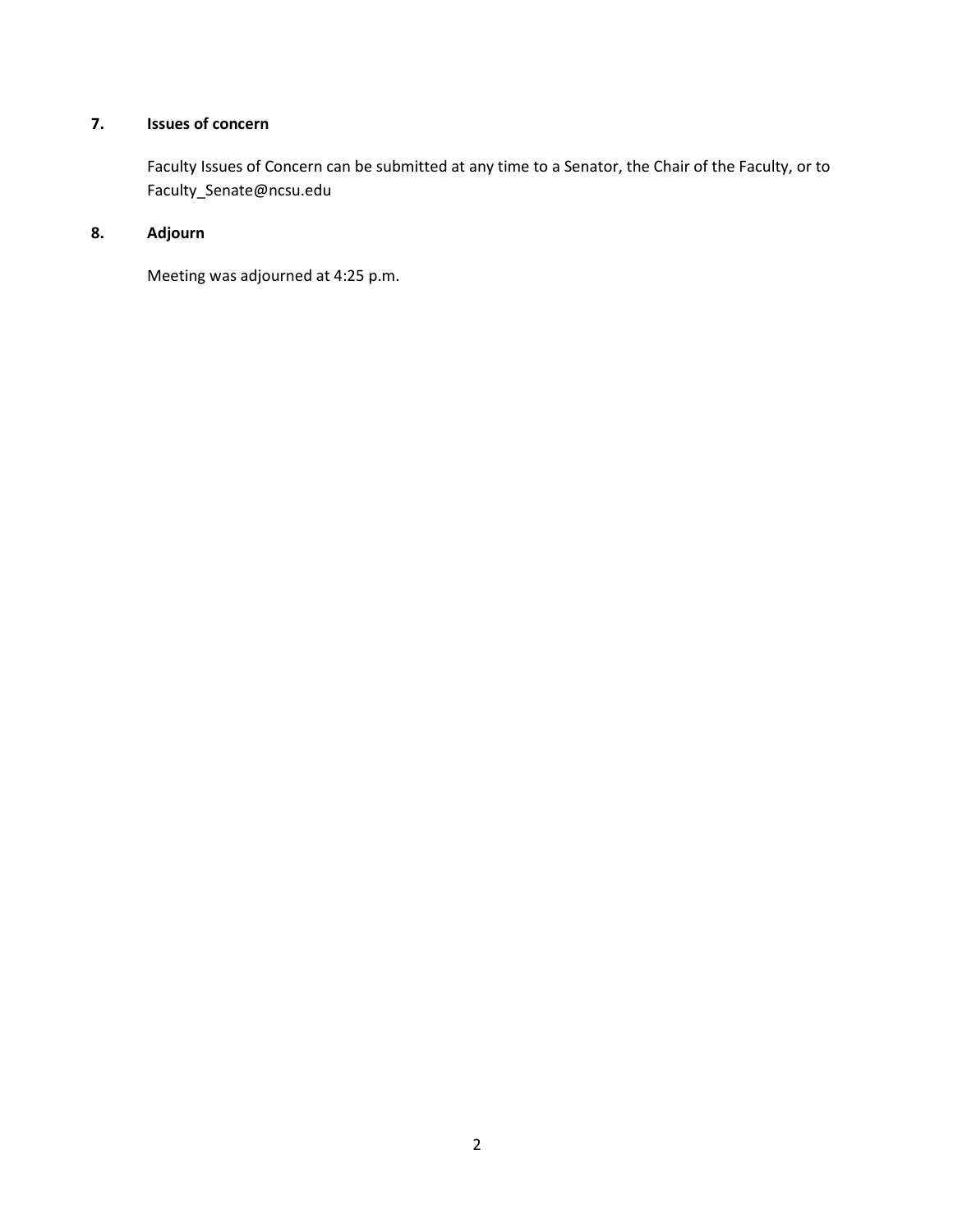**7. Issues of concern**

Faculty Issues of Concern can be submitted at any time to a Senator, the Chair of the Faculty, or to Faculty_Senate@ncsu.edu

**8. Adjourn**

Meeting was adjourned at 4:25 p.m.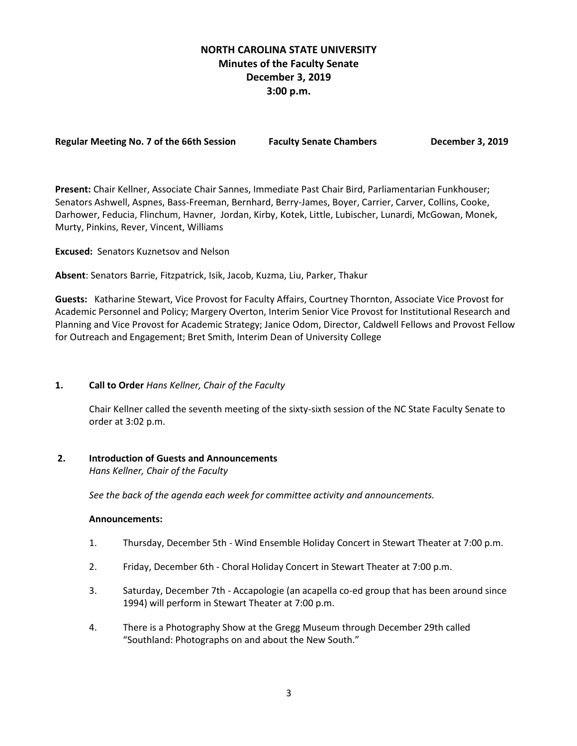# NORTH CAROLINA STATE UNIVERSITY
## Minutes of the Faculty Senate
## December 3, 2019
## 3:00 p.m.

**Regular Meeting No. 7 of the 66th Session** **Faculty Senate Chambers** **December 3, 2019**

**Present:** Chair Kellner, Associate Chair Sannes, Immediate Past Chair Bird, Parliamentarian Funkhouser; Senators Ashwell, Aspnes, Bass-Freeman, Bernhard, Berry-James, Boyer, Carrier, Carver, Collins, Cooke, Darhower, Feducia, Flinchum, Havner, Jordan, Kirby, Kotek, Little, Lubischer, Lunardi, McGowan, Monek, Murty, Pinkins, Rever, Vincent, Williams

**Excused:** Senators Kuznetsov and Nelson

**Absent**: Senators Barrie, Fitzpatrick, Isik, Jacob, Kuzma, Liu, Parker, Thakur

**Guests:** Katharine Stewart, Vice Provost for Faculty Affairs, Courtney Thornton, Associate Vice Provost for Academic Personnel and Policy; Margery Overton, Interim Senior Vice Provost for Institutional Research and Planning and Vice Provost for Academic Strategy; Janice Odom, Director, Caldwell Fellows and Provost Fellow for Outreach and Engagement; Bret Smith, Interim Dean of University College

**1. Call to Order** *Hans Kellner, Chair of the Faculty*

Chair Kellner called the seventh meeting of the sixty-sixth session of the NC State Faculty Senate to order at 3:02 p.m.

**2. Introduction of Guests and Announcements**
*Hans Kellner, Chair of the Faculty*

*See the back of the agenda each week for committee activity and announcements.*

**Announcements:**

1. Thursday, December 5th - Wind Ensemble Holiday Concert in Stewart Theater at 7:00 p.m.
2. Friday, December 6th - Choral Holiday Concert in Stewart Theater at 7:00 p.m.
3. Saturday, December 7th - Accapologie (an acapella co-ed group that has been around since 1994) will perform in Stewart Theater at 7:00 p.m.
4. There is a Photography Show at the Gregg Museum through December 29th called "Southland: Photographs on and about the New South."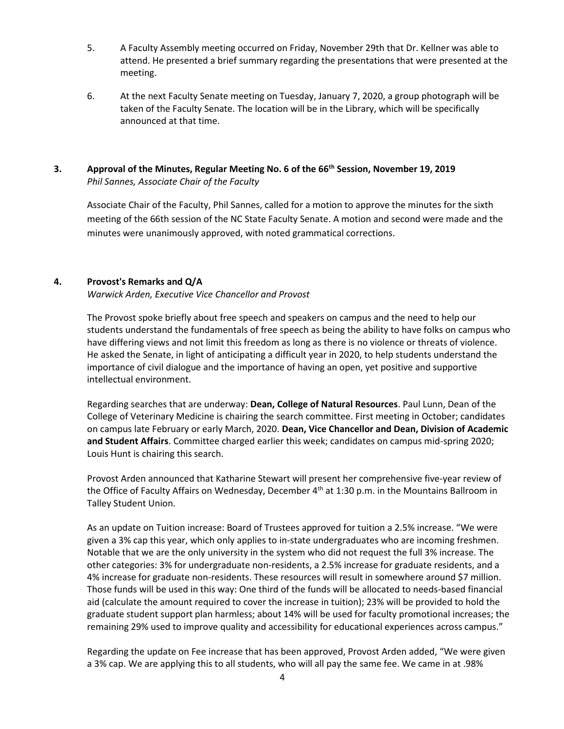5. A Faculty Assembly meeting occurred on Friday, November 29th that Dr. Kellner was able to attend. He presented a brief summary regarding the presentations that were presented at the meeting.

6. At the next Faculty Senate meeting on Tuesday, January 7, 2020, a group photograph will be taken of the Faculty Senate. The location will be in the Library, which will be specifically announced at that time.

## 3. Approval of the Minutes, Regular Meeting No. 6 of the 66th Session, November 19, 2019

*Phil Sannes, Associate Chair of the Faculty*

Associate Chair of the Faculty, Phil Sannes, called for a motion to approve the minutes for the sixth meeting of the 66th session of the NC State Faculty Senate. A motion and second were made and the minutes were unanimously approved, with noted grammatical corrections.

## 4. Provost's Remarks and Q/A

*Warwick Arden, Executive Vice Chancellor and Provost*

The Provost spoke briefly about free speech and speakers on campus and the need to help our students understand the fundamentals of free speech as being the ability to have folks on campus who have differing views and not limit this freedom as long as there is no violence or threats of violence. He asked the Senate, in light of anticipating a difficult year in 2020, to help students understand the importance of civil dialogue and the importance of having an open, yet positive and supportive intellectual environment.

Regarding searches that are underway: **Dean, College of Natural Resources**. Paul Lunn, Dean of the College of Veterinary Medicine is chairing the search committee. First meeting in October; candidates on campus late February or early March, 2020. **Dean, Vice Chancellor and Dean, Division of Academic and Student Affairs**. Committee charged earlier this week; candidates on campus mid-spring 2020; Louis Hunt is chairing this search.

Provost Arden announced that Katharine Stewart will present her comprehensive five-year review of the Office of Faculty Affairs on Wednesday, December 4th at 1:30 p.m. in the Mountains Ballroom in Talley Student Union.

As an update on Tuition increase: Board of Trustees approved for tuition a 2.5% increase. "We were given a 3% cap this year, which only applies to in-state undergraduates who are incoming freshmen. Notable that we are the only university in the system who did not request the full 3% increase. The other categories: 3% for undergraduate non-residents, a 2.5% increase for graduate residents, and a 4% increase for graduate non-residents. These resources will result in somewhere around $7 million. Those funds will be used in this way: One third of the funds will be allocated to needs-based financial aid (calculate the amount required to cover the increase in tuition); 23% will be provided to hold the graduate student support plan harmless; about 14% will be used for faculty promotional increases; the remaining 29% used to improve quality and accessibility for educational experiences across campus."

Regarding the update on Fee increase that has been approved, Provost Arden added, "We were given a 3% cap. We are applying this to all students, who will all pay the same fee. We came in at .98%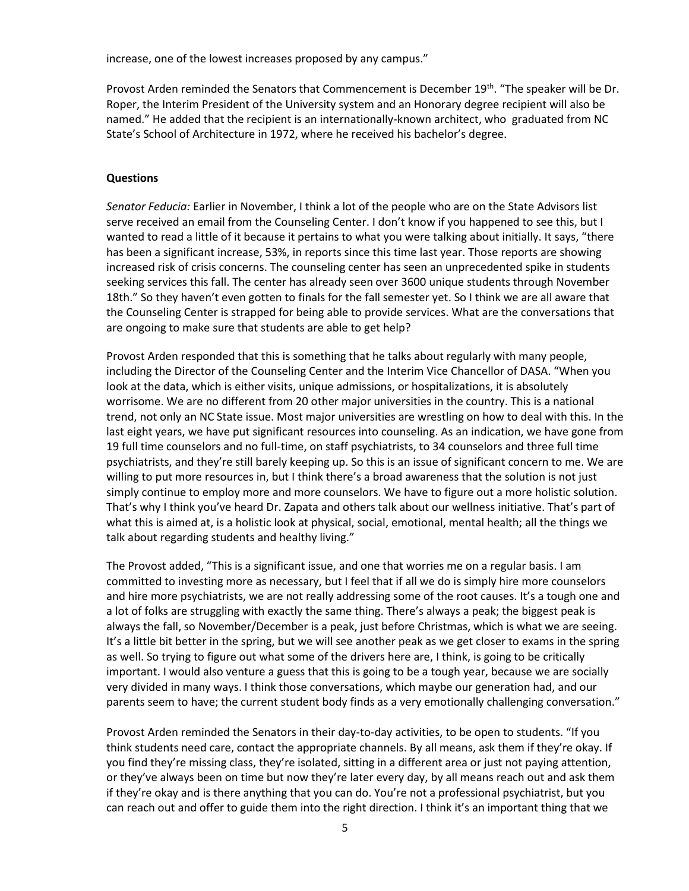increase, one of the lowest increases proposed by any campus."

Provost Arden reminded the Senators that Commencement is December 19th. "The speaker will be Dr. Roper, the Interim President of the University system and an Honorary degree recipient will also be named." He added that the recipient is an internationally-known architect, who graduated from NC State's School of Architecture in 1972, where he received his bachelor's degree.

**Questions**

*Senator Feducia:* Earlier in November, I think a lot of the people who are on the State Advisors list serve received an email from the Counseling Center. I don't know if you happened to see this, but I wanted to read a little of it because it pertains to what you were talking about initially. It says, "there has been a significant increase, 53%, in reports since this time last year. Those reports are showing increased risk of crisis concerns. The counseling center has seen an unprecedented spike in students seeking services this fall. The center has already seen over 3600 unique students through November 18th." So they haven't even gotten to finals for the fall semester yet. So I think we are all aware that the Counseling Center is strapped for being able to provide services. What are the conversations that are ongoing to make sure that students are able to get help?

Provost Arden responded that this is something that he talks about regularly with many people, including the Director of the Counseling Center and the Interim Vice Chancellor of DASA. "When you look at the data, which is either visits, unique admissions, or hospitalizations, it is absolutely worrisome. We are no different from 20 other major universities in the country. This is a national trend, not only an NC State issue. Most major universities are wrestling on how to deal with this. In the last eight years, we have put significant resources into counseling. As an indication, we have gone from 19 full time counselors and no full-time, on staff psychiatrists, to 34 counselors and three full time psychiatrists, and they're still barely keeping up. So this is an issue of significant concern to me. We are willing to put more resources in, but I think there's a broad awareness that the solution is not just simply continue to employ more and more counselors. We have to figure out a more holistic solution. That's why I think you've heard Dr. Zapata and others talk about our wellness initiative. That's part of what this is aimed at, is a holistic look at physical, social, emotional, mental health; all the things we talk about regarding students and healthy living."

The Provost added, "This is a significant issue, and one that worries me on a regular basis. I am committed to investing more as necessary, but I feel that if all we do is simply hire more counselors and hire more psychiatrists, we are not really addressing some of the root causes. It's a tough one and a lot of folks are struggling with exactly the same thing. There's always a peak; the biggest peak is always the fall, so November/December is a peak, just before Christmas, which is what we are seeing. It's a little bit better in the spring, but we will see another peak as we get closer to exams in the spring as well. So trying to figure out what some of the drivers here are, I think, is going to be critically important. I would also venture a guess that this is going to be a tough year, because we are socially very divided in many ways. I think those conversations, which maybe our generation had, and our parents seem to have; the current student body finds as a very emotionally challenging conversation."

Provost Arden reminded the Senators in their day-to-day activities, to be open to students. "If you think students need care, contact the appropriate channels. By all means, ask them if they're okay. If you find they're missing class, they're isolated, sitting in a different area or just not paying attention, or they've always been on time but now they're later every day, by all means reach out and ask them if they're okay and is there anything that you can do. You're not a professional psychiatrist, but you can reach out and offer to guide them into the right direction. I think it's an important thing that we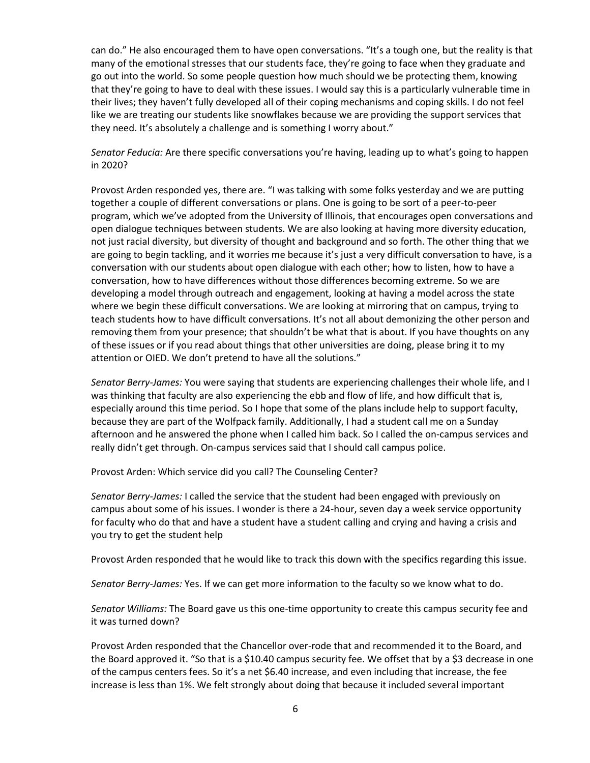can do." He also encouraged them to have open conversations. "It's a tough one, but the reality is that many of the emotional stresses that our students face, they're going to face when they graduate and go out into the world. So some people question how much should we be protecting them, knowing that they're going to have to deal with these issues. I would say this is a particularly vulnerable time in their lives; they haven't fully developed all of their coping mechanisms and coping skills. I do not feel like we are treating our students like snowflakes because we are providing the support services that they need. It's absolutely a challenge and is something I worry about."

*Senator Feducia:* Are there specific conversations you're having, leading up to what's going to happen in 2020?

Provost Arden responded yes, there are. "I was talking with some folks yesterday and we are putting together a couple of different conversations or plans. One is going to be sort of a peer-to-peer program, which we've adopted from the University of Illinois, that encourages open conversations and open dialogue techniques between students. We are also looking at having more diversity education, not just racial diversity, but diversity of thought and background and so forth. The other thing that we are going to begin tackling, and it worries me because it's just a very difficult conversation to have, is a conversation with our students about open dialogue with each other; how to listen, how to have a conversation, how to have differences without those differences becoming extreme. So we are developing a model through outreach and engagement, looking at having a model across the state where we begin these difficult conversations. We are looking at mirroring that on campus, trying to teach students how to have difficult conversations. It's not all about demonizing the other person and removing them from your presence; that shouldn't be what that is about. If you have thoughts on any of these issues or if you read about things that other universities are doing, please bring it to my attention or OIED. We don't pretend to have all the solutions."

*Senator Berry-James:* You were saying that students are experiencing challenges their whole life, and I was thinking that faculty are also experiencing the ebb and flow of life, and how difficult that is, especially around this time period. So I hope that some of the plans include help to support faculty, because they are part of the Wolfpack family. Additionally, I had a student call me on a Sunday afternoon and he answered the phone when I called him back. So I called the on-campus services and really didn't get through. On-campus services said that I should call campus police.

Provost Arden: Which service did you call? The Counseling Center?

*Senator Berry-James:* I called the service that the student had been engaged with previously on campus about some of his issues. I wonder is there a 24-hour, seven day a week service opportunity for faculty who do that and have a student have a student calling and crying and having a crisis and you try to get the student help

Provost Arden responded that he would like to track this down with the specifics regarding this issue.

*Senator Berry-James:* Yes. If we can get more information to the faculty so we know what to do.

*Senator Williams:* The Board gave us this one-time opportunity to create this campus security fee and it was turned down?

Provost Arden responded that the Chancellor over-rode that and recommended it to the Board, and the Board approved it. "So that is a $10.40 campus security fee. We offset that by a $3 decrease in one of the campus centers fees. So it's a net $6.40 increase, and even including that increase, the fee increase is less than 1%. We felt strongly about doing that because it included several important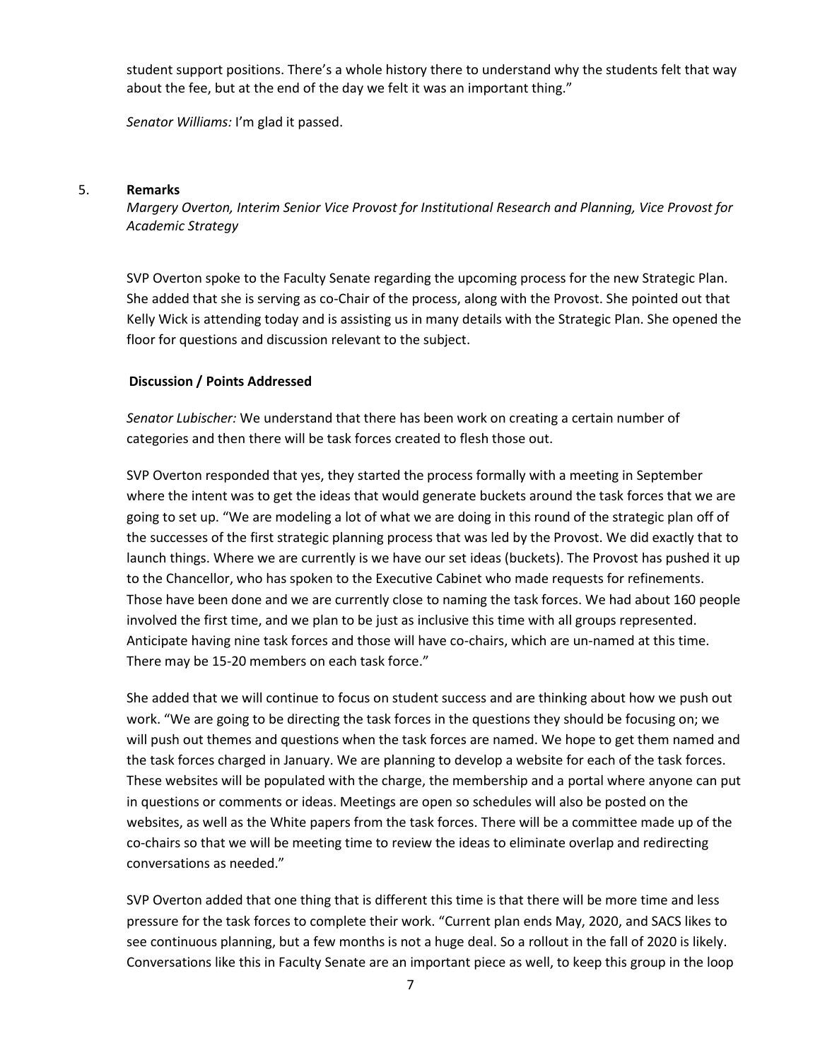student support positions. There's a whole history there to understand why the students felt that way about the fee, but at the end of the day we felt it was an important thing."

*Senator Williams:* I'm glad it passed.

5. **Remarks**

   *Margery Overton, Interim Senior Vice Provost for Institutional Research and Planning, Vice Provost for Academic Strategy*

SVP Overton spoke to the Faculty Senate regarding the upcoming process for the new Strategic Plan. She added that she is serving as co-Chair of the process, along with the Provost. She pointed out that Kelly Wick is attending today and is assisting us in many details with the Strategic Plan. She opened the floor for questions and discussion relevant to the subject.

**Discussion / Points Addressed**

*Senator Lubischer:* We understand that there has been work on creating a certain number of categories and then there will be task forces created to flesh those out.

SVP Overton responded that yes, they started the process formally with a meeting in September where the intent was to get the ideas that would generate buckets around the task forces that we are going to set up. "We are modeling a lot of what we are doing in this round of the strategic plan off of the successes of the first strategic planning process that was led by the Provost. We did exactly that to launch things. Where we are currently is we have our set ideas (buckets). The Provost has pushed it up to the Chancellor, who has spoken to the Executive Cabinet who made requests for refinements. Those have been done and we are currently close to naming the task forces. We had about 160 people involved the first time, and we plan to be just as inclusive this time with all groups represented. Anticipate having nine task forces and those will have co-chairs, which are un-named at this time. There may be 15-20 members on each task force."

She added that we will continue to focus on student success and are thinking about how we push out work. "We are going to be directing the task forces in the questions they should be focusing on; we will push out themes and questions when the task forces are named. We hope to get them named and the task forces charged in January. We are planning to develop a website for each of the task forces. These websites will be populated with the charge, the membership and a portal where anyone can put in questions or comments or ideas. Meetings are open so schedules will also be posted on the websites, as well as the White papers from the task forces. There will be a committee made up of the co-chairs so that we will be meeting time to review the ideas to eliminate overlap and redirecting conversations as needed."

SVP Overton added that one thing that is different this time is that there will be more time and less pressure for the task forces to complete their work. "Current plan ends May, 2020, and SACS likes to see continuous planning, but a few months is not a huge deal. So a rollout in the fall of 2020 is likely. Conversations like this in Faculty Senate are an important piece as well, to keep this group in the loop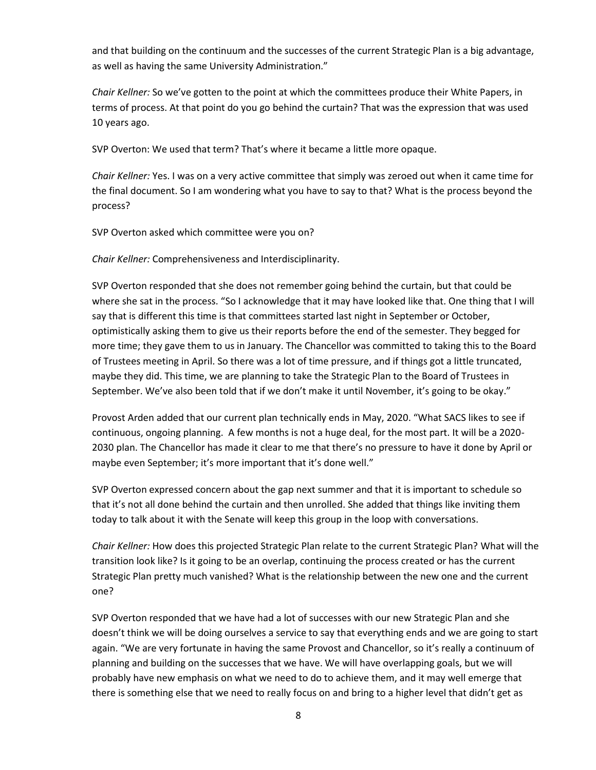and that building on the continuum and the successes of the current Strategic Plan is a big advantage, as well as having the same University Administration."

*Chair Kellner:* So we've gotten to the point at which the committees produce their White Papers, in terms of process. At that point do you go behind the curtain? That was the expression that was used 10 years ago.

SVP Overton: We used that term? That's where it became a little more opaque.

*Chair Kellner:* Yes. I was on a very active committee that simply was zeroed out when it came time for the final document. So I am wondering what you have to say to that? What is the process beyond the process?

SVP Overton asked which committee were you on?

*Chair Kellner:* Comprehensiveness and Interdisciplinarity.

SVP Overton responded that she does not remember going behind the curtain, but that could be where she sat in the process. "So I acknowledge that it may have looked like that. One thing that I will say that is different this time is that committees started last night in September or October, optimistically asking them to give us their reports before the end of the semester. They begged for more time; they gave them to us in January. The Chancellor was committed to taking this to the Board of Trustees meeting in April. So there was a lot of time pressure, and if things got a little truncated, maybe they did. This time, we are planning to take the Strategic Plan to the Board of Trustees in September. We've also been told that if we don't make it until November, it's going to be okay."

Provost Arden added that our current plan technically ends in May, 2020. "What SACS likes to see if continuous, ongoing planning. A few months is not a huge deal, for the most part. It will be a 2020-2030 plan. The Chancellor has made it clear to me that there's no pressure to have it done by April or maybe even September; it's more important that it's done well."

SVP Overton expressed concern about the gap next summer and that it is important to schedule so that it's not all done behind the curtain and then unrolled. She added that things like inviting them today to talk about it with the Senate will keep this group in the loop with conversations.

*Chair Kellner:* How does this projected Strategic Plan relate to the current Strategic Plan? What will the transition look like? Is it going to be an overlap, continuing the process created or has the current Strategic Plan pretty much vanished? What is the relationship between the new one and the current one?

SVP Overton responded that we have had a lot of successes with our new Strategic Plan and she doesn't think we will be doing ourselves a service to say that everything ends and we are going to start again. "We are very fortunate in having the same Provost and Chancellor, so it's really a continuum of planning and building on the successes that we have. We will have overlapping goals, but we will probably have new emphasis on what we need to do to achieve them, and it may well emerge that there is something else that we need to really focus on and bring to a higher level that didn't get as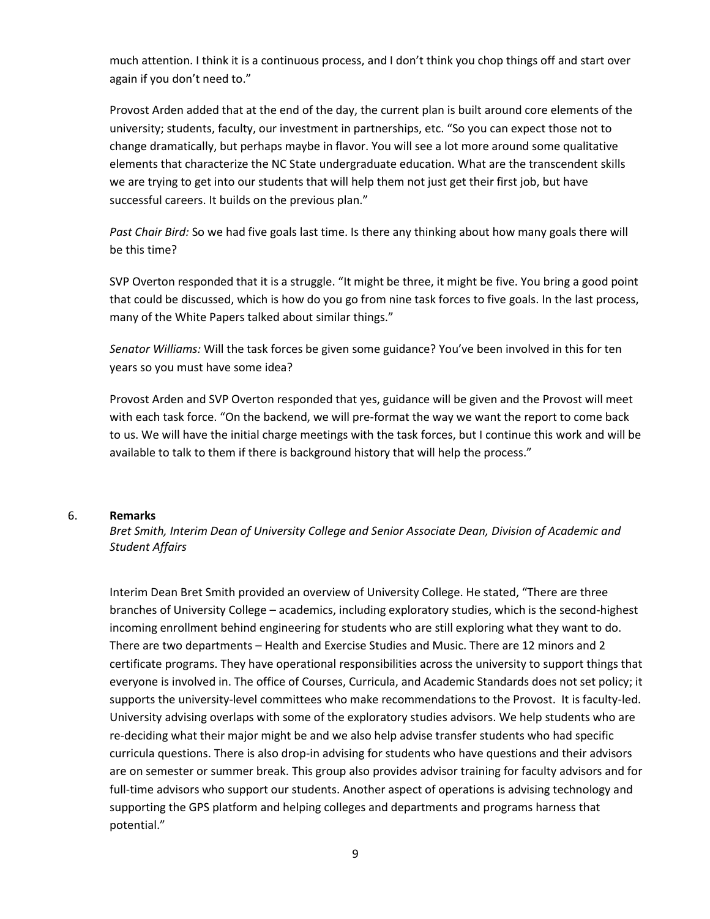much attention. I think it is a continuous process, and I don't think you chop things off and start over again if you don't need to."

Provost Arden added that at the end of the day, the current plan is built around core elements of the university; students, faculty, our investment in partnerships, etc. "So you can expect those not to change dramatically, but perhaps maybe in flavor. You will see a lot more around some qualitative elements that characterize the NC State undergraduate education. What are the transcendent skills we are trying to get into our students that will help them not just get their first job, but have successful careers. It builds on the previous plan."

*Past Chair Bird:* So we had five goals last time. Is there any thinking about how many goals there will be this time?

SVP Overton responded that it is a struggle. "It might be three, it might be five. You bring a good point that could be discussed, which is how do you go from nine task forces to five goals. In the last process, many of the White Papers talked about similar things."

*Senator Williams:* Will the task forces be given some guidance? You've been involved in this for ten years so you must have some idea?

Provost Arden and SVP Overton responded that yes, guidance will be given and the Provost will meet with each task force. "On the backend, we will pre-format the way we want the report to come back to us. We will have the initial charge meetings with the task forces, but I continue this work and will be available to talk to them if there is background history that will help the process."

6. **Remarks**

*Bret Smith, Interim Dean of University College and Senior Associate Dean, Division of Academic and Student Affairs*

Interim Dean Bret Smith provided an overview of University College. He stated, "There are three branches of University College – academics, including exploratory studies, which is the second-highest incoming enrollment behind engineering for students who are still exploring what they want to do. There are two departments – Health and Exercise Studies and Music. There are 12 minors and 2 certificate programs. They have operational responsibilities across the university to support things that everyone is involved in. The office of Courses, Curricula, and Academic Standards does not set policy; it supports the university-level committees who make recommendations to the Provost. It is faculty-led. University advising overlaps with some of the exploratory studies advisors. We help students who are re-deciding what their major might be and we also help advise transfer students who had specific curricula questions. There is also drop-in advising for students who have questions and their advisors are on semester or summer break. This group also provides advisor training for faculty advisors and for full-time advisors who support our students. Another aspect of operations is advising technology and supporting the GPS platform and helping colleges and departments and programs harness that potential."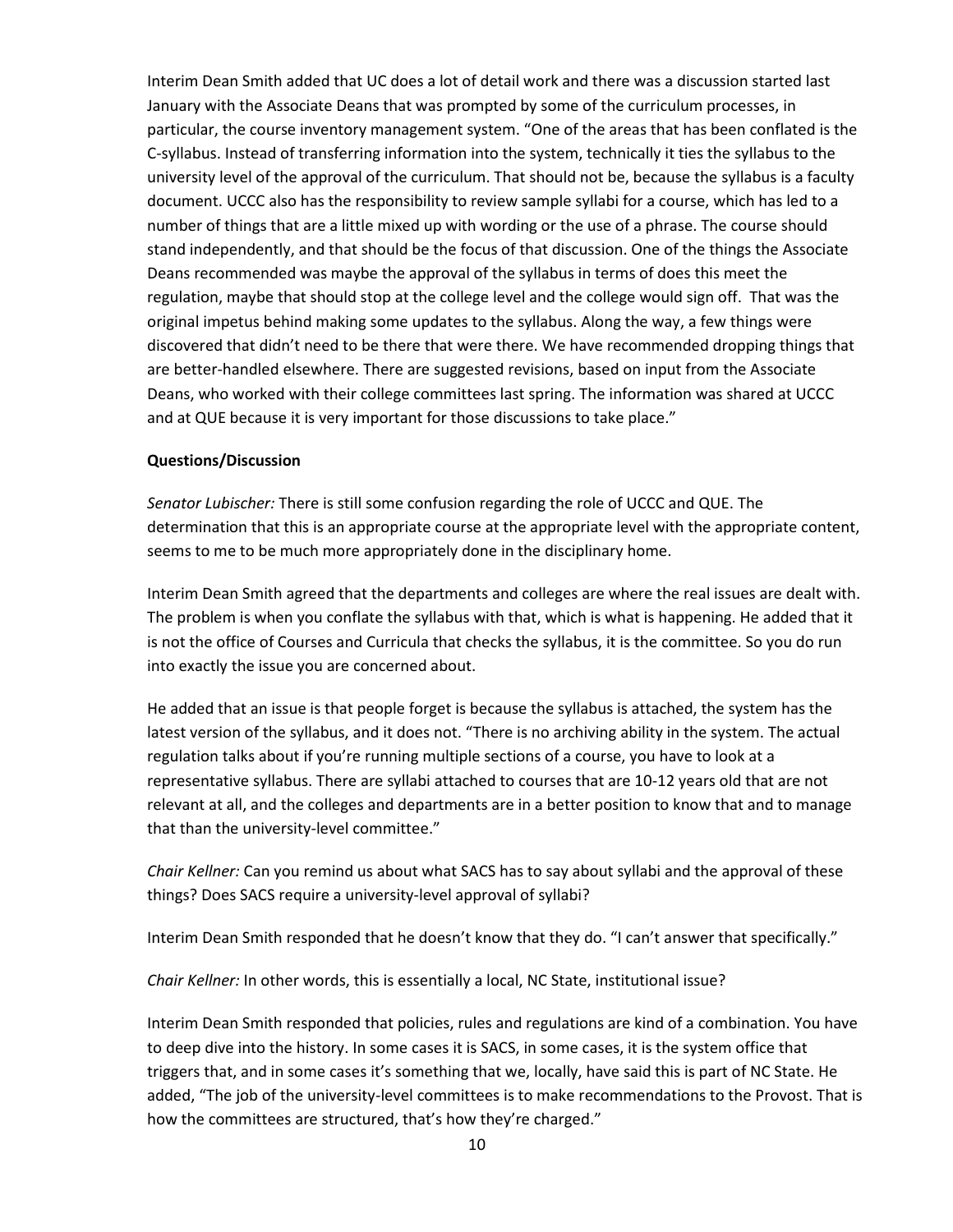Interim Dean Smith added that UC does a lot of detail work and there was a discussion started last January with the Associate Deans that was prompted by some of the curriculum processes, in particular, the course inventory management system. "One of the areas that has been conflated is the C-syllabus. Instead of transferring information into the system, technically it ties the syllabus to the university level of the approval of the curriculum. That should not be, because the syllabus is a faculty document. UCCC also has the responsibility to review sample syllabi for a course, which has led to a number of things that are a little mixed up with wording or the use of a phrase. The course should stand independently, and that should be the focus of that discussion. One of the things the Associate Deans recommended was maybe the approval of the syllabus in terms of does this meet the regulation, maybe that should stop at the college level and the college would sign off. That was the original impetus behind making some updates to the syllabus. Along the way, a few things were discovered that didn't need to be there that were there. We have recommended dropping things that are better-handled elsewhere. There are suggested revisions, based on input from the Associate Deans, who worked with their college committees last spring. The information was shared at UCCC and at QUE because it is very important for those discussions to take place."

**Questions/Discussion**

*Senator Lubischer:* There is still some confusion regarding the role of UCCC and QUE. The determination that this is an appropriate course at the appropriate level with the appropriate content, seems to me to be much more appropriately done in the disciplinary home.

Interim Dean Smith agreed that the departments and colleges are where the real issues are dealt with. The problem is when you conflate the syllabus with that, which is what is happening. He added that it is not the office of Courses and Curricula that checks the syllabus, it is the committee. So you do run into exactly the issue you are concerned about.

He added that an issue is that people forget is because the syllabus is attached, the system has the latest version of the syllabus, and it does not. "There is no archiving ability in the system. The actual regulation talks about if you're running multiple sections of a course, you have to look at a representative syllabus. There are syllabi attached to courses that are 10-12 years old that are not relevant at all, and the colleges and departments are in a better position to know that and to manage that than the university-level committee."

*Chair Kellner:* Can you remind us about what SACS has to say about syllabi and the approval of these things? Does SACS require a university-level approval of syllabi?

Interim Dean Smith responded that he doesn't know that they do. "I can't answer that specifically."

*Chair Kellner:* In other words, this is essentially a local, NC State, institutional issue?

Interim Dean Smith responded that policies, rules and regulations are kind of a combination. You have to deep dive into the history. In some cases it is SACS, in some cases, it is the system office that triggers that, and in some cases it's something that we, locally, have said this is part of NC State. He added, "The job of the university-level committees is to make recommendations to the Provost. That is how the committees are structured, that's how they're charged."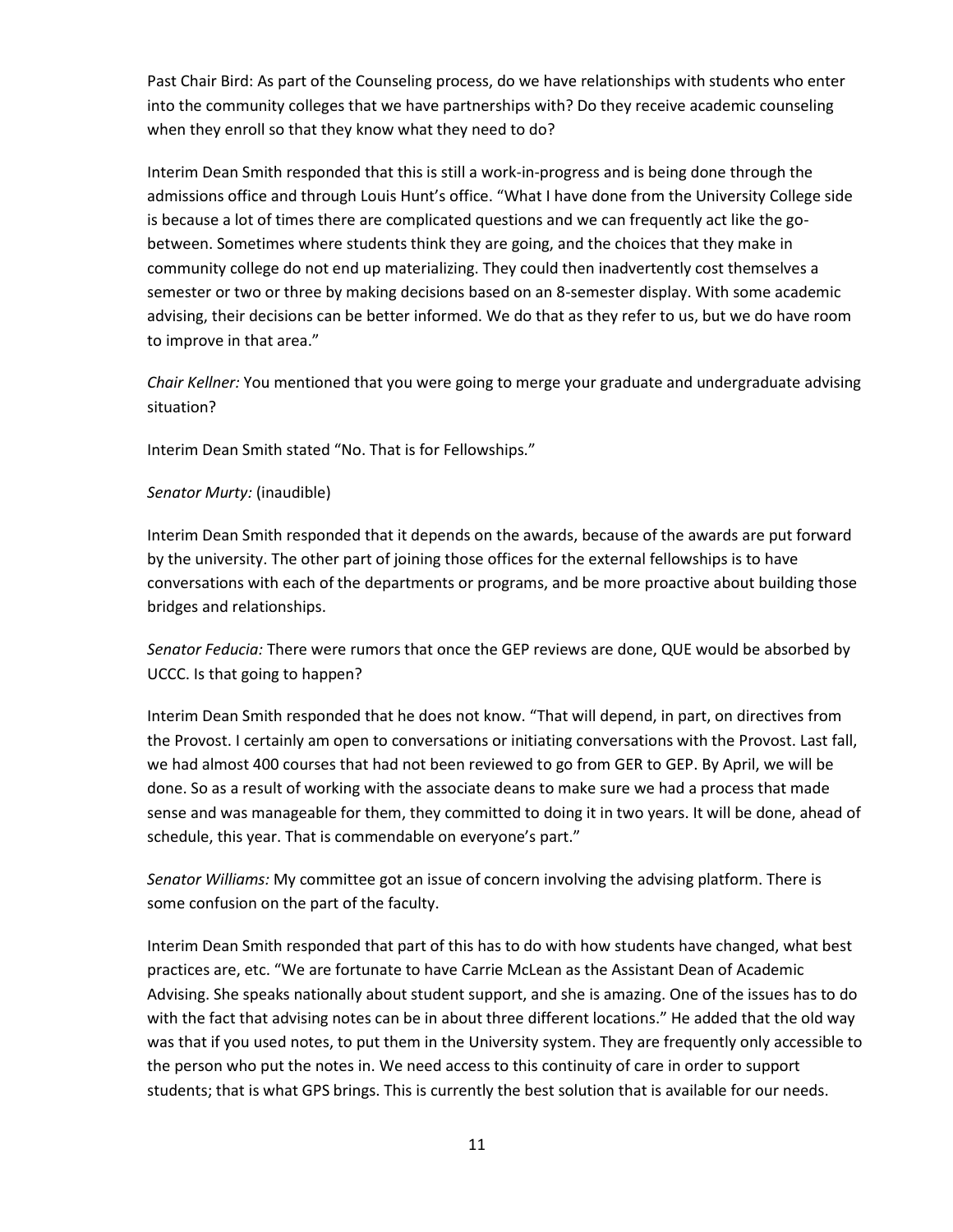Past Chair Bird: As part of the Counseling process, do we have relationships with students who enter into the community colleges that we have partnerships with? Do they receive academic counseling when they enroll so that they know what they need to do?

Interim Dean Smith responded that this is still a work-in-progress and is being done through the admissions office and through Louis Hunt's office. "What I have done from the University College side is because a lot of times there are complicated questions and we can frequently act like the go-between. Sometimes where students think they are going, and the choices that they make in community college do not end up materializing. They could then inadvertently cost themselves a semester or two or three by making decisions based on an 8-semester display. With some academic advising, their decisions can be better informed. We do that as they refer to us, but we do have room to improve in that area."

*Chair Kellner:* You mentioned that you were going to merge your graduate and undergraduate advising situation?

Interim Dean Smith stated "No. That is for Fellowships."

*Senator Murty:* (inaudible)

Interim Dean Smith responded that it depends on the awards, because of the awards are put forward by the university. The other part of joining those offices for the external fellowships is to have conversations with each of the departments or programs, and be more proactive about building those bridges and relationships.

*Senator Feducia:* There were rumors that once the GEP reviews are done, QUE would be absorbed by UCCC. Is that going to happen?

Interim Dean Smith responded that he does not know. "That will depend, in part, on directives from the Provost. I certainly am open to conversations or initiating conversations with the Provost. Last fall, we had almost 400 courses that had not been reviewed to go from GER to GEP. By April, we will be done. So as a result of working with the associate deans to make sure we had a process that made sense and was manageable for them, they committed to doing it in two years. It will be done, ahead of schedule, this year. That is commendable on everyone's part."

*Senator Williams:* My committee got an issue of concern involving the advising platform. There is some confusion on the part of the faculty.

Interim Dean Smith responded that part of this has to do with how students have changed, what best practices are, etc. "We are fortunate to have Carrie McLean as the Assistant Dean of Academic Advising. She speaks nationally about student support, and she is amazing. One of the issues has to do with the fact that advising notes can be in about three different locations." He added that the old way was that if you used notes, to put them in the University system. They are frequently only accessible to the person who put the notes in. We need access to this continuity of care in order to support students; that is what GPS brings. This is currently the best solution that is available for our needs.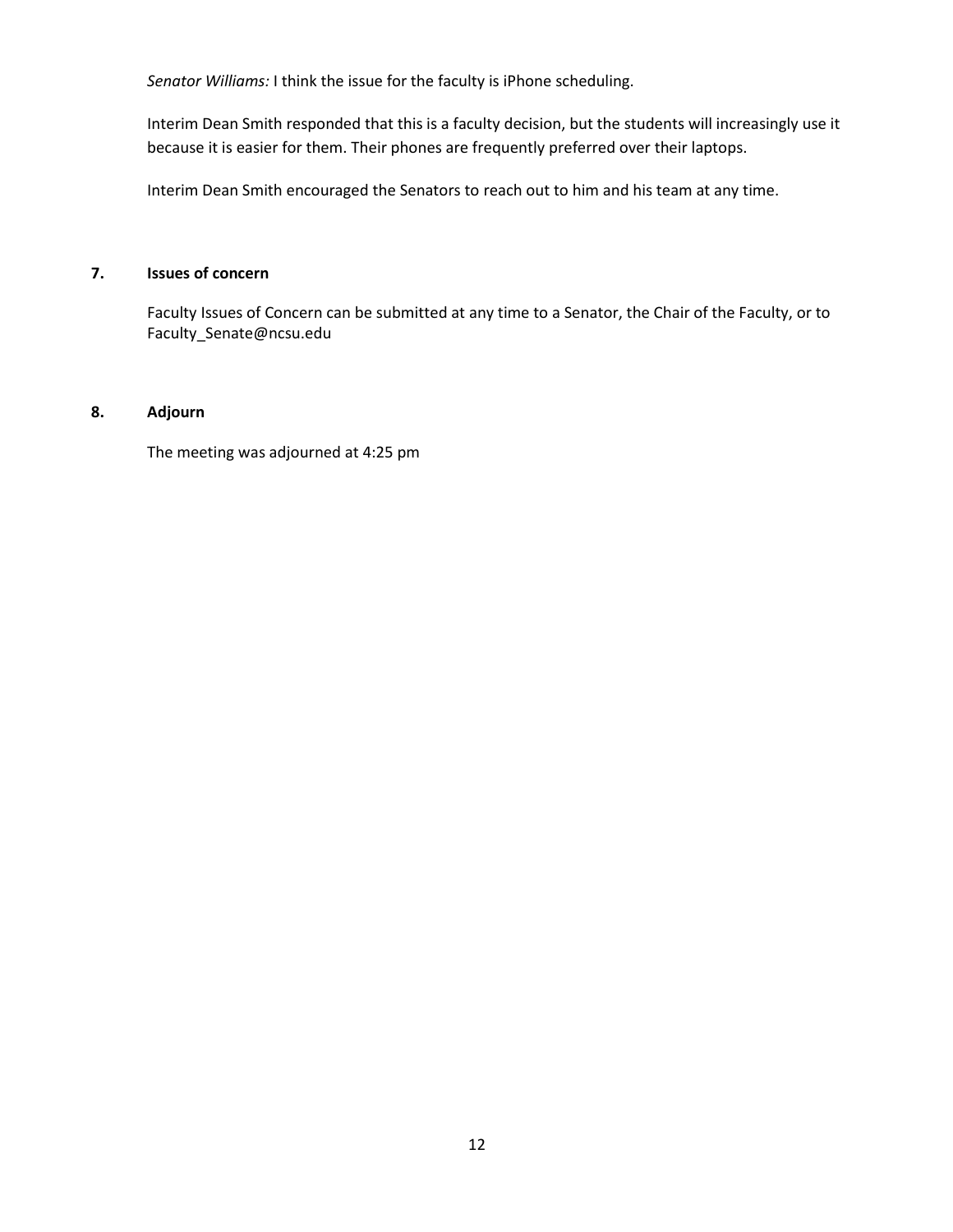*Senator Williams:* I think the issue for the faculty is iPhone scheduling.

Interim Dean Smith responded that this is a faculty decision, but the students will increasingly use it because it is easier for them. Their phones are frequently preferred over their laptops.

Interim Dean Smith encouraged the Senators to reach out to him and his team at any time.

## 7. Issues of concern

Faculty Issues of Concern can be submitted at any time to a Senator, the Chair of the Faculty, or to Faculty_Senate@ncsu.edu

## 8. Adjourn

The meeting was adjourned at 4:25 pm